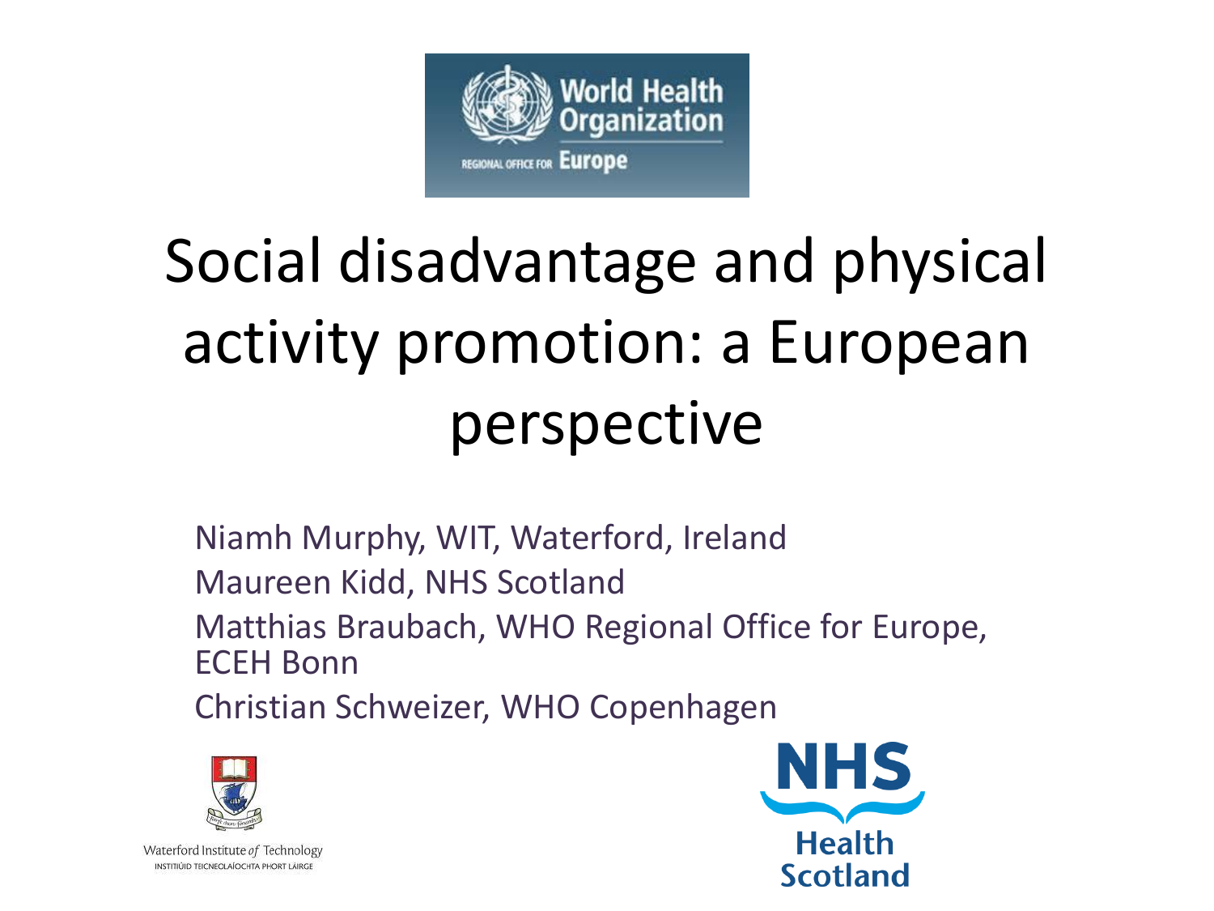# Social disadvantage and physical activity promotion: a European perspective

Niamh Murphy, WIT, Waterford, Ireland

Maureen Kidd, NHS Scotland

Matthias Braubach, WHO Regional Office for Europe, ECEH Bonn

Christian Schweizer, WHO Copenhagen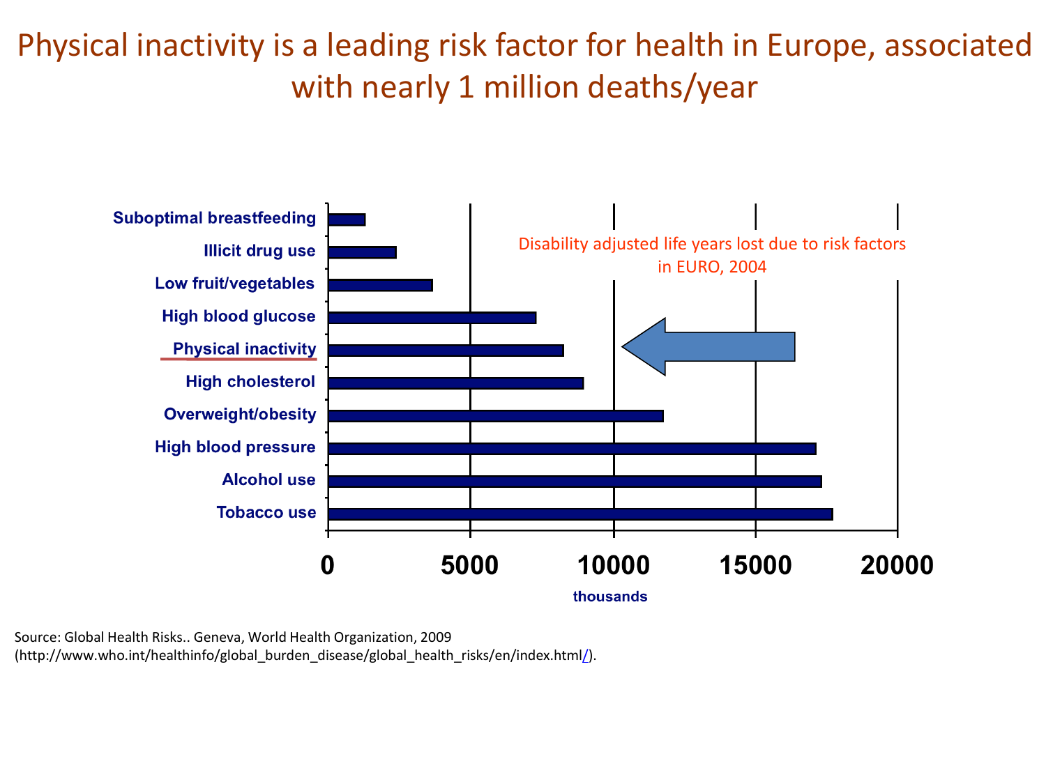# Physical inactivity is a leading risk factor for health in Europe, associated with nearly 1 million deaths/year

Disability adjusted life years lost due to risk factors in EURO, 2004

| Risk factor |
| --- |
| Suboptimal breastfeeding |
| Illicit drug use |
| Low fruit/vegetables |
| High blood glucose |
| Physical inactivity |
| High cholesterol |
| Overweight/obesity |
| High blood pressure |
| Alcohol use |
| Tobacco use |

0 5000 10000 15000 20000

thousands

Source: Global Health Risks.. Geneva, World Health Organization, 2009 (http://www.who.int/healthinfo/global_burden_disease/global_health_risks/en/index.html/).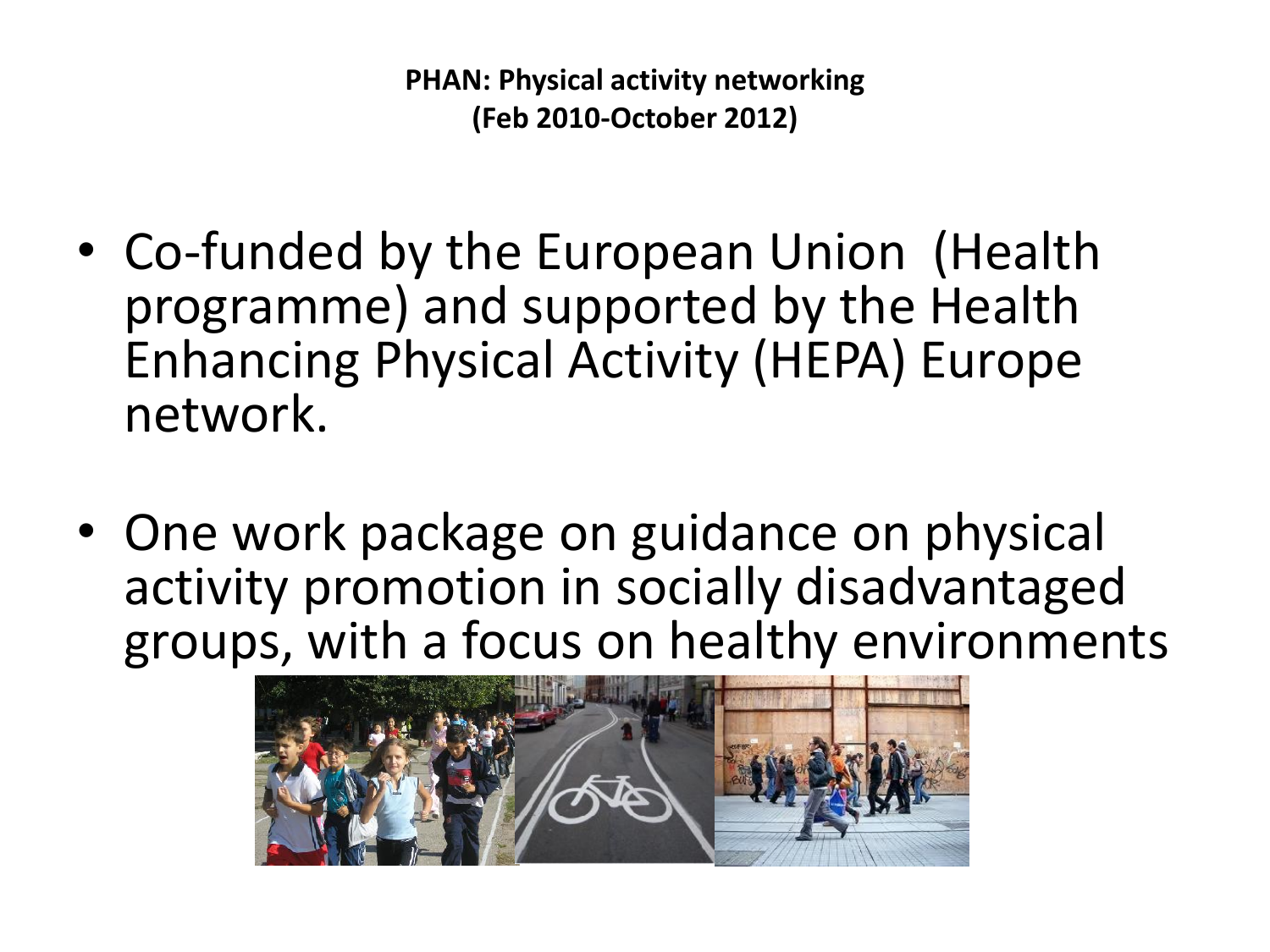**PHAN: Physical activity networking (Feb 2010-October 2012)**

- Co-funded by the European Union (Health programme) and supported by the Health Enhancing Physical Activity (HEPA) Europe network.
- One work package on guidance on physical activity promotion in socially disadvantaged groups, with a focus on healthy environments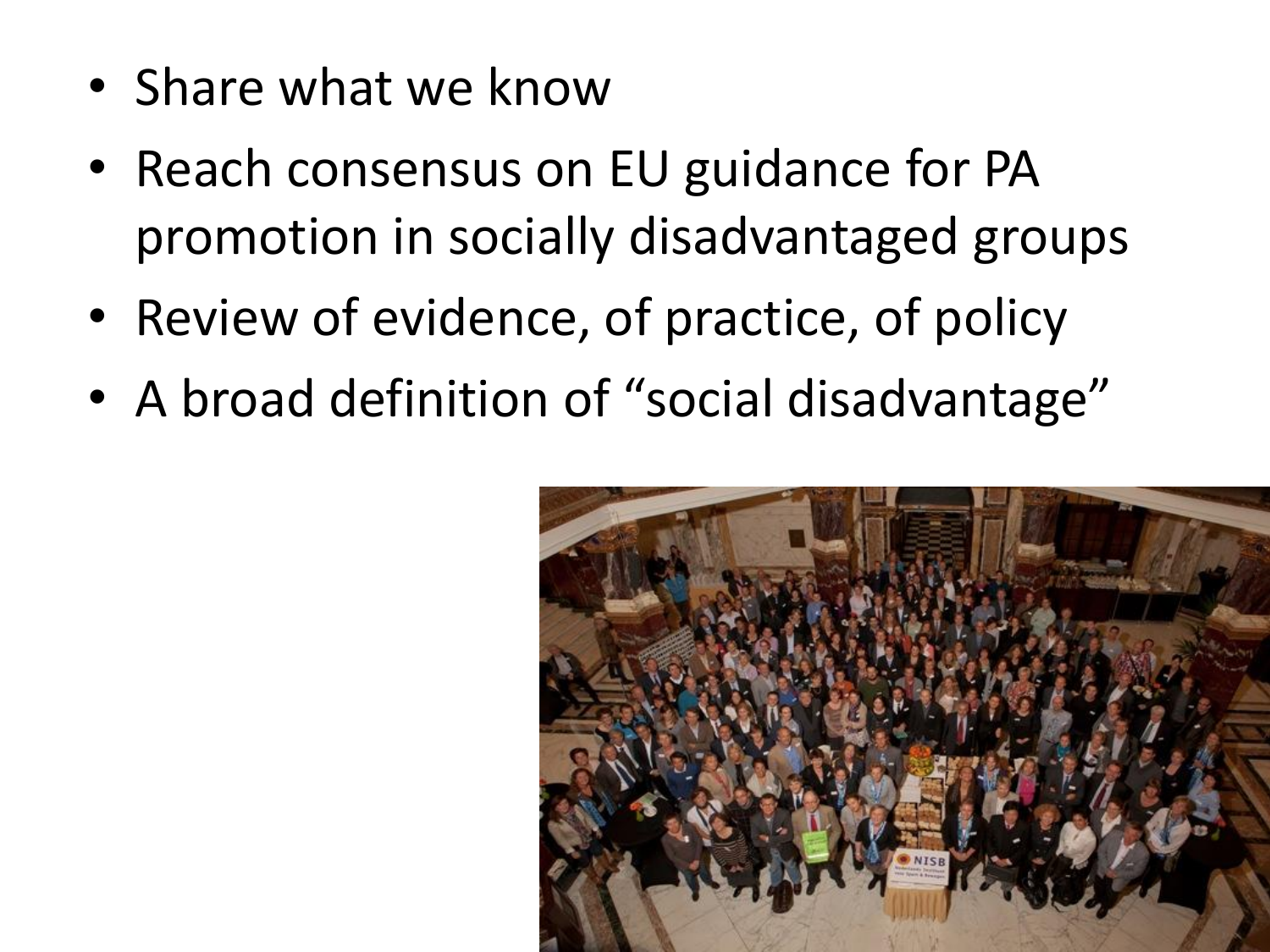- Share what we know
- Reach consensus on EU guidance for PA promotion in socially disadvantaged groups
- Review of evidence, of practice, of policy
- A broad definition of "social disadvantage"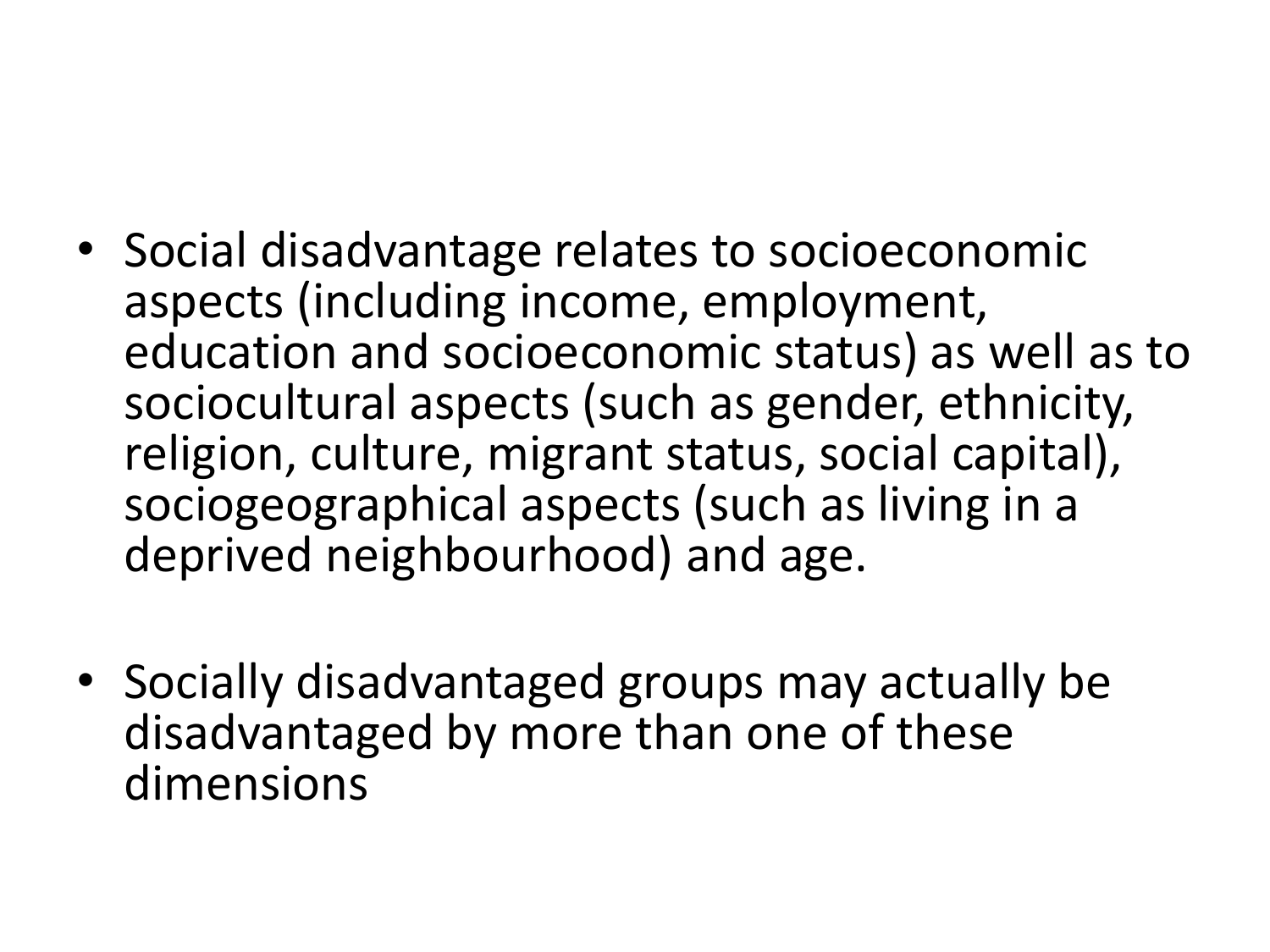- Social disadvantage relates to socioeconomic aspects (including income, employment, education and socioeconomic status) as well as to sociocultural aspects (such as gender, ethnicity, religion, culture, migrant status, social capital), sociogeographical aspects (such as living in a deprived neighbourhood) and age.

- Socially disadvantaged groups may actually be disadvantaged by more than one of these dimensions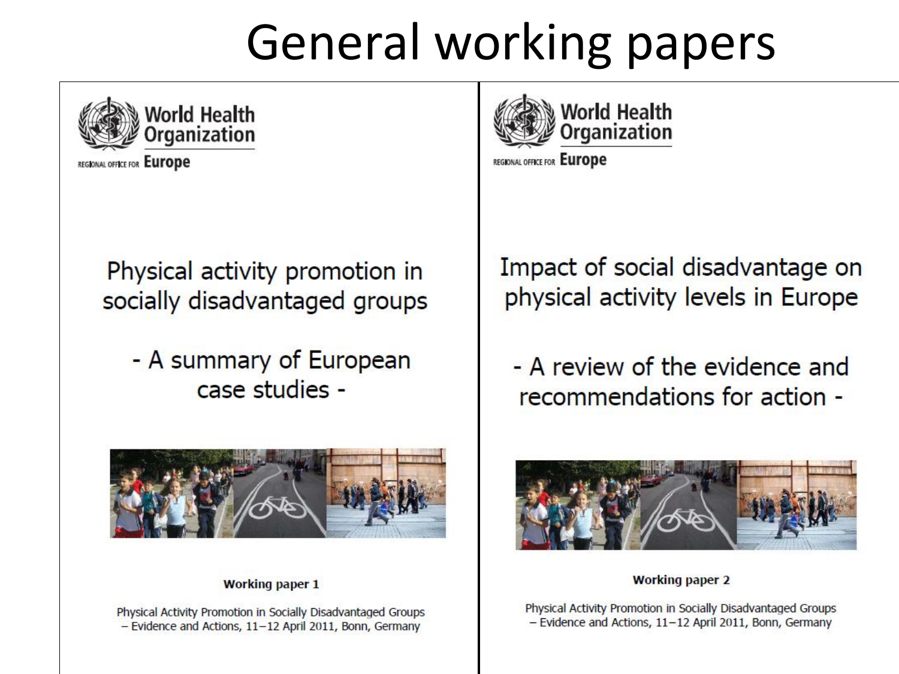# General working papers

World Health Organization

REGIONAL OFFICE FOR Europe

Physical activity promotion in socially disadvantaged groups

- A summary of European case studies -

**Working paper 1**

Physical Activity Promotion in Socially Disadvantaged Groups – Evidence and Actions, 11–12 April 2011, Bonn, Germany

World Health Organization

REGIONAL OFFICE FOR Europe

Impact of social disadvantage on physical activity levels in Europe

- A review of the evidence and recommendations for action -

**Working paper 2**

Physical Activity Promotion in Socially Disadvantaged Groups – Evidence and Actions, 11–12 April 2011, Bonn, Germany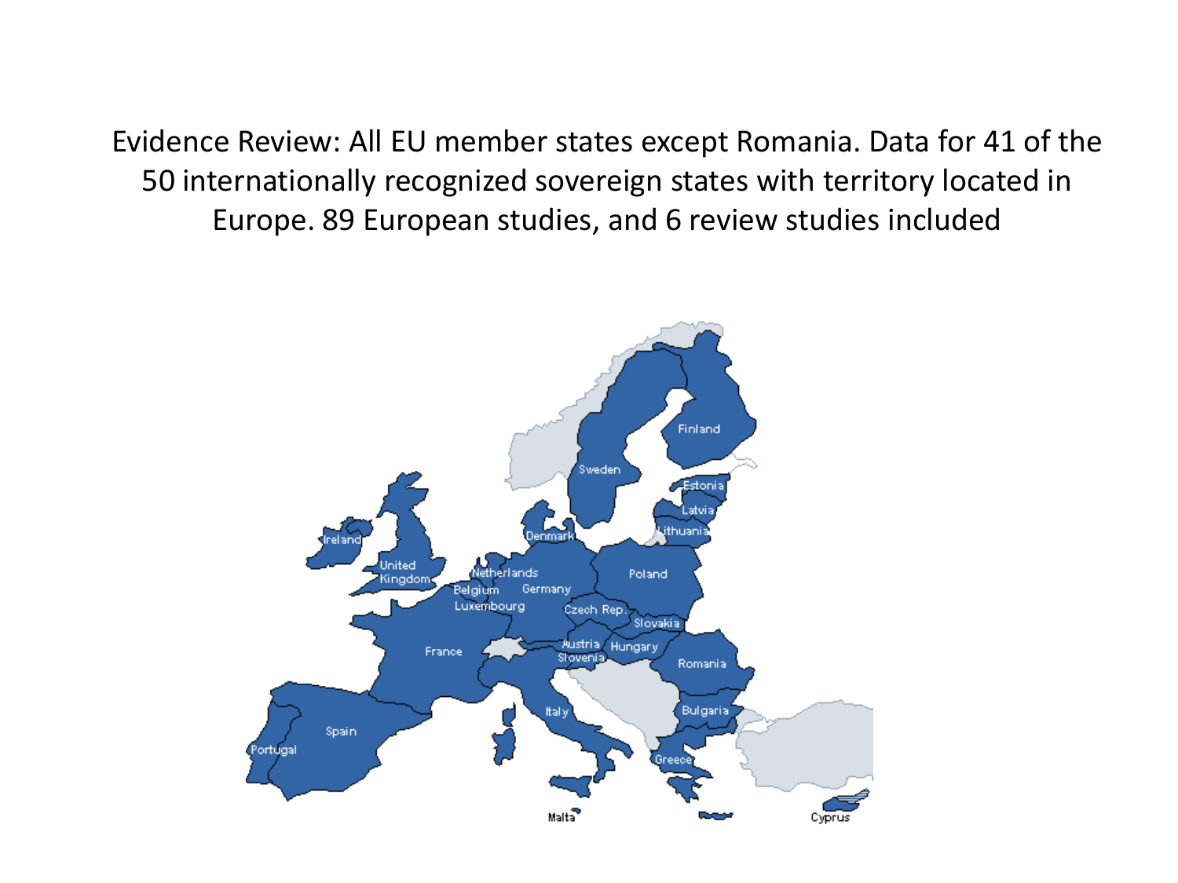Evidence Review: All EU member states except Romania. Data for 41 of the 50 internationally recognized sovereign states with territory located in Europe. 89 European studies, and 6 review studies included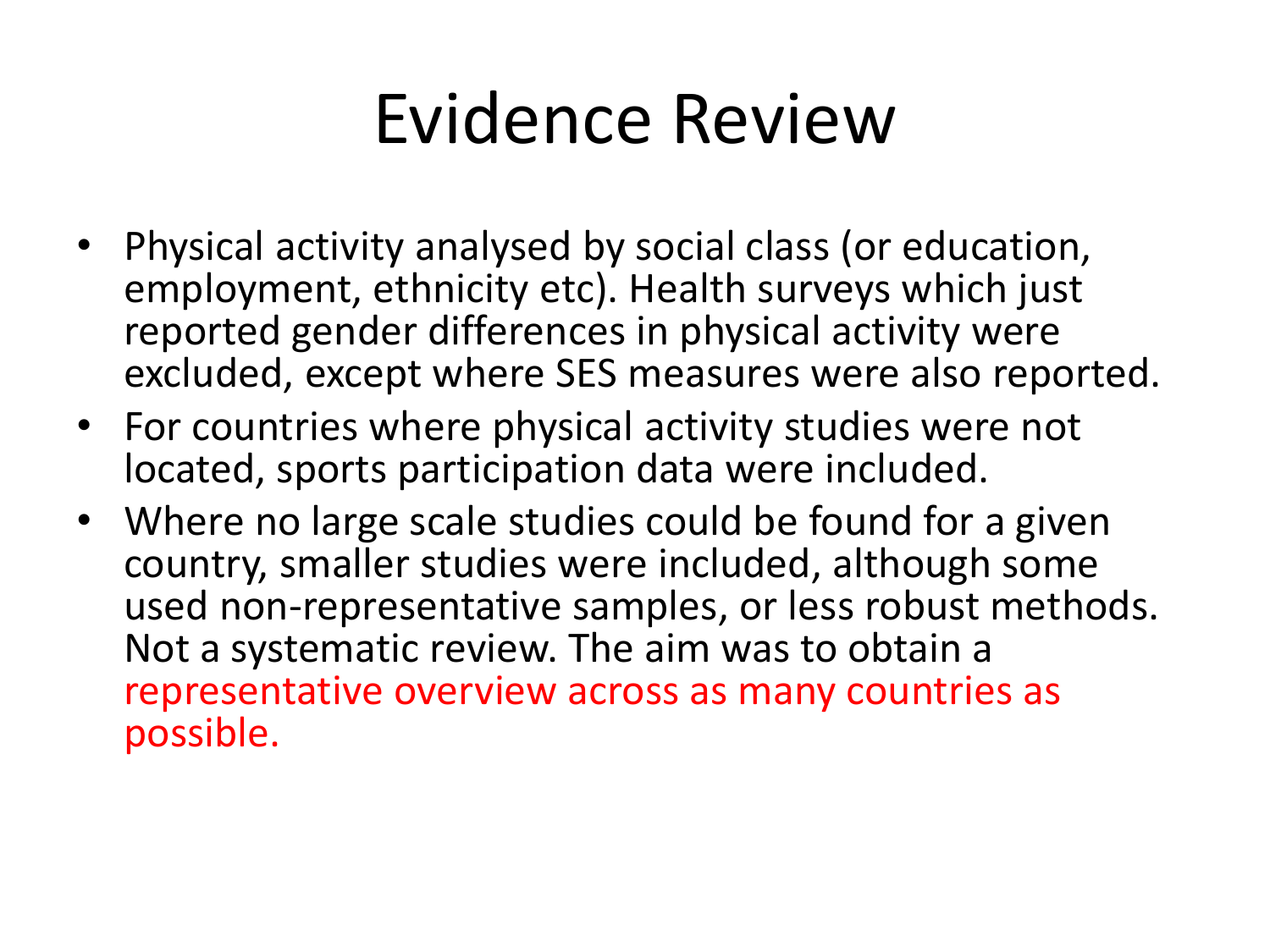# Evidence Review

- Physical activity analysed by social class (or education, employment, ethnicity etc). Health surveys which just reported gender differences in physical activity were excluded, except where SES measures were also reported.
- For countries where physical activity studies were not located, sports participation data were included.
- Where no large scale studies could be found for a given country, smaller studies were included, although some used non-representative samples, or less robust methods. Not a systematic review. The aim was to obtain a representative overview across as many countries as possible.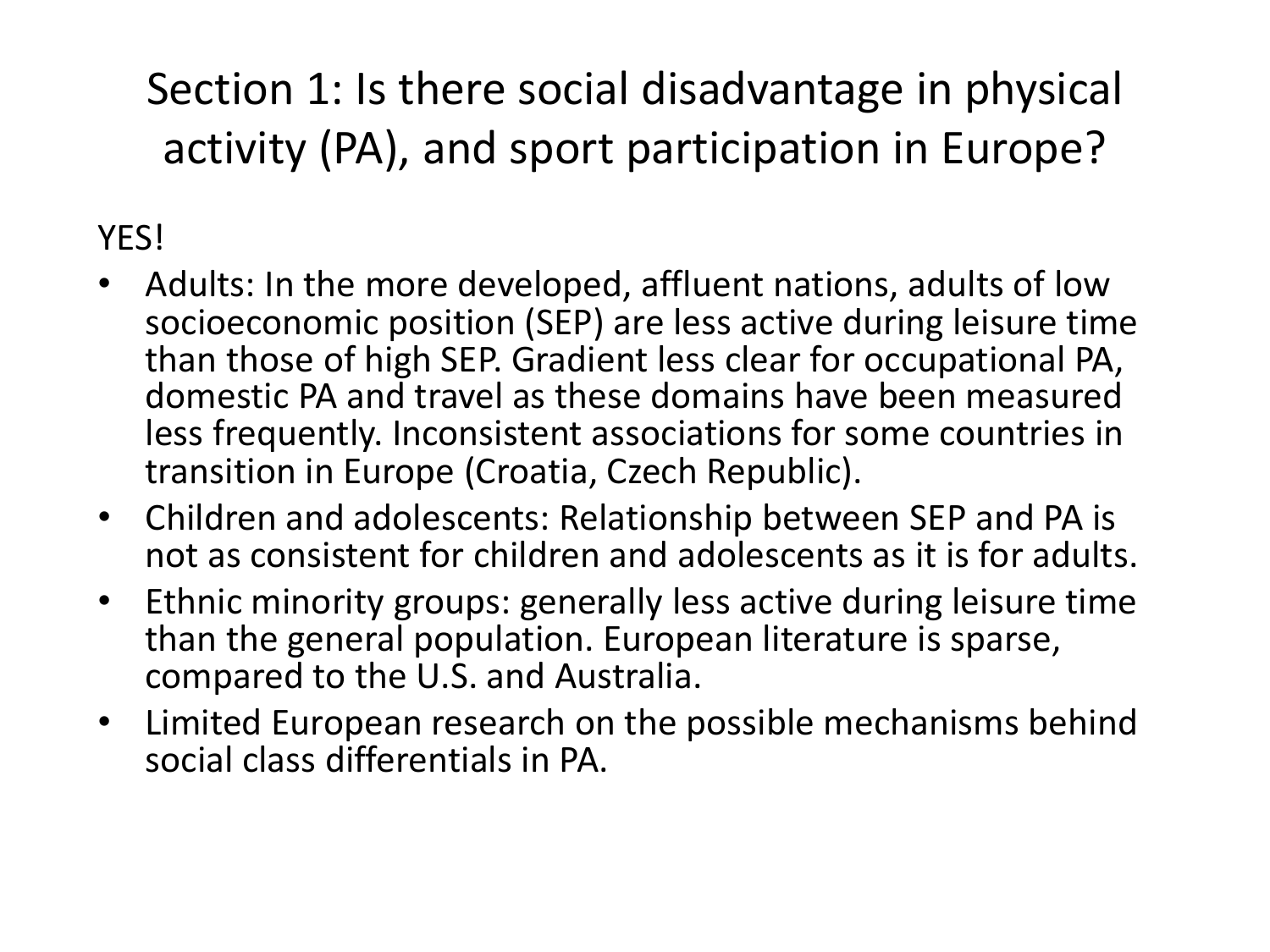# Section 1: Is there social disadvantage in physical activity (PA), and sport participation in Europe?

YES!

- Adults: In the more developed, affluent nations, adults of low socioeconomic position (SEP) are less active during leisure time than those of high SEP. Gradient less clear for occupational PA, domestic PA and travel as these domains have been measured less frequently. Inconsistent associations for some countries in transition in Europe (Croatia, Czech Republic).
- Children and adolescents: Relationship between SEP and PA is not as consistent for children and adolescents as it is for adults.
- Ethnic minority groups: generally less active during leisure time than the general population. European literature is sparse, compared to the U.S. and Australia.
- Limited European research on the possible mechanisms behind social class differentials in PA.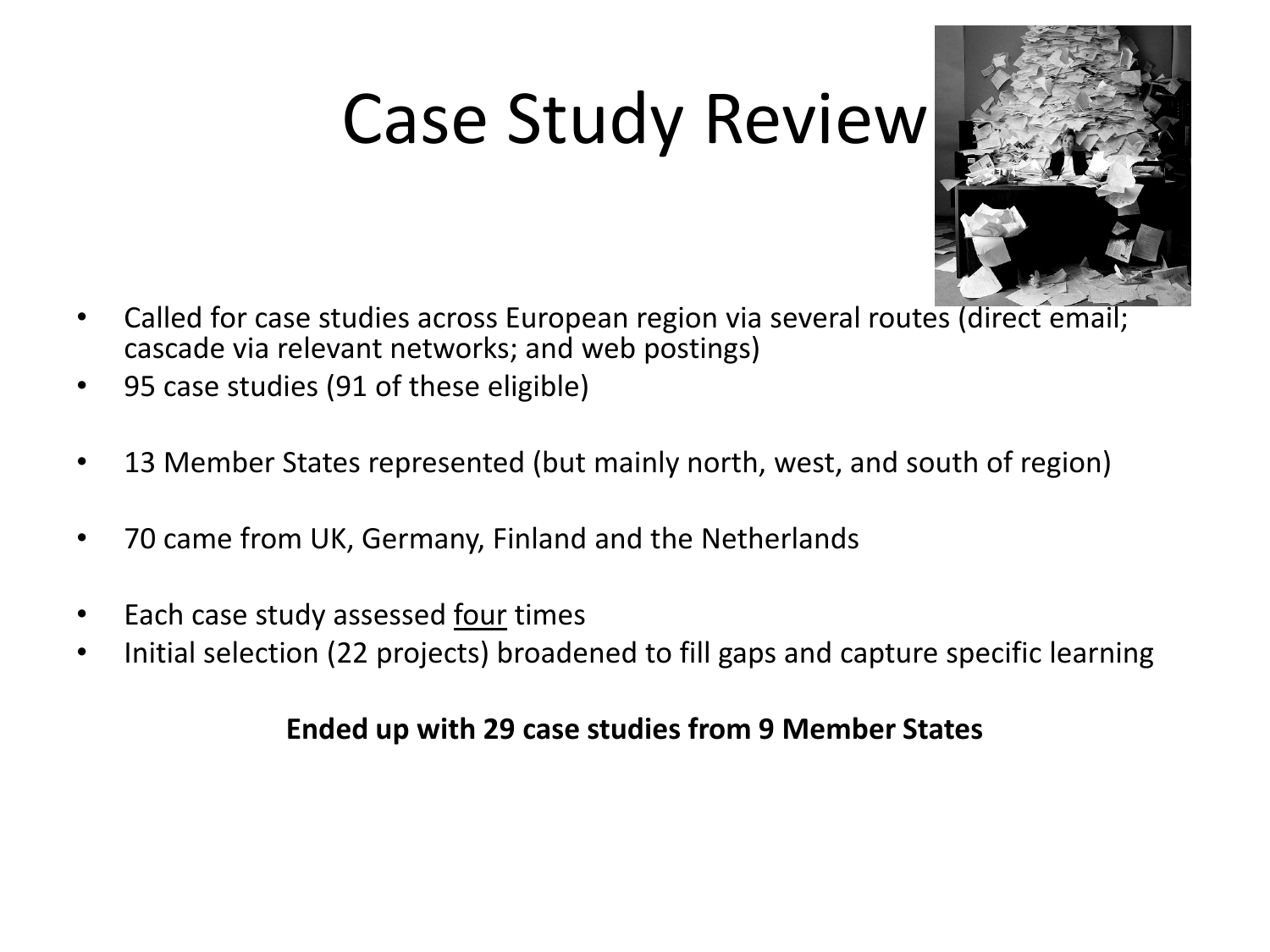# Case Study Review

- Called for case studies across European region via several routes (direct email; cascade via relevant networks; and web postings)
- 95 case studies (91 of these eligible)
- 13 Member States represented (but mainly north, west, and south of region)
- 70 came from UK, Germany, Finland and the Netherlands
- Each case study assessed <u>four</u> times
- Initial selection (22 projects) broadened to fill gaps and capture specific learning

**Ended up with 29 case studies from 9 Member States**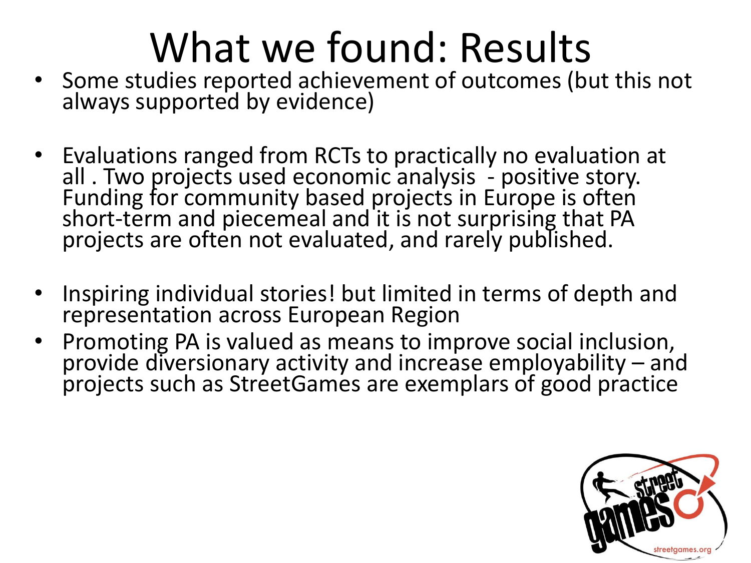# What we found: Results

- Some studies reported achievement of outcomes (but this not always supported by evidence)

- Evaluations ranged from RCTs to practically no evaluation at all . Two projects used economic analysis - positive story. Funding for community based projects in Europe is often short-term and piecemeal and it is not surprising that PA projects are often not evaluated, and rarely published.

- Inspiring individual stories! but limited in terms of depth and representation across European Region
- Promoting PA is valued as means to improve social inclusion, provide diversionary activity and increase employability – and projects such as StreetGames are exemplars of good practice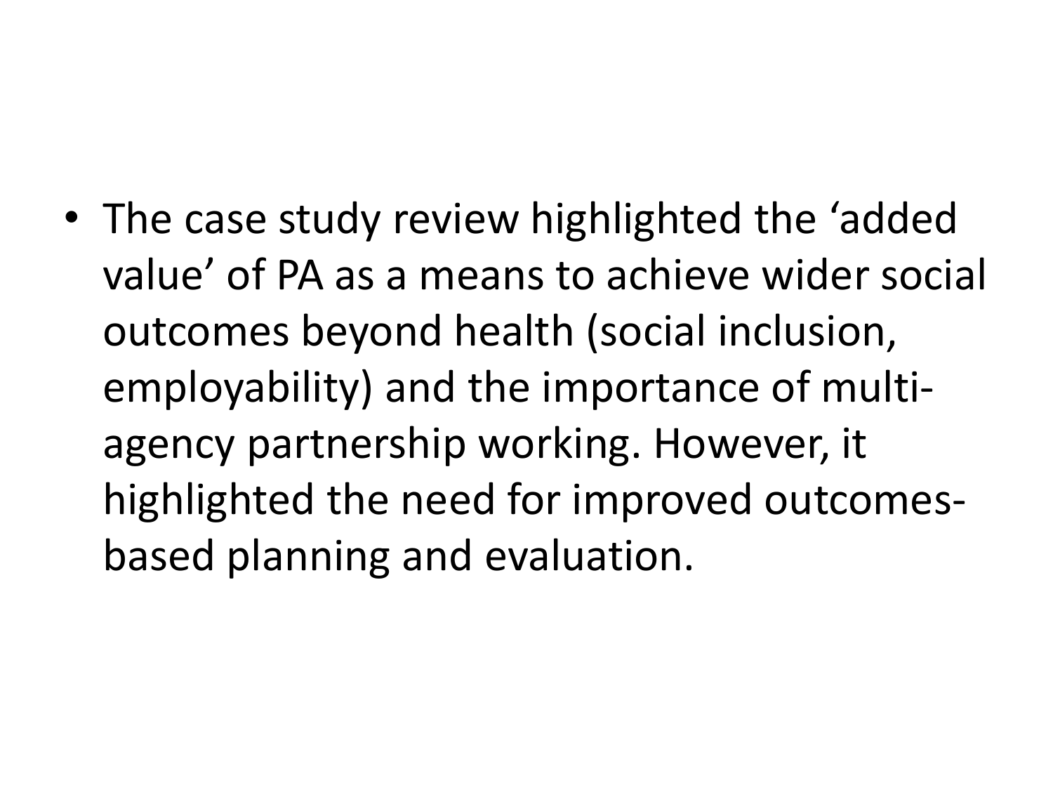- The case study review highlighted the ‘added value’ of PA as a means to achieve wider social outcomes beyond health (social inclusion, employability) and the importance of multi-agency partnership working. However, it highlighted the need for improved outcomes-based planning and evaluation.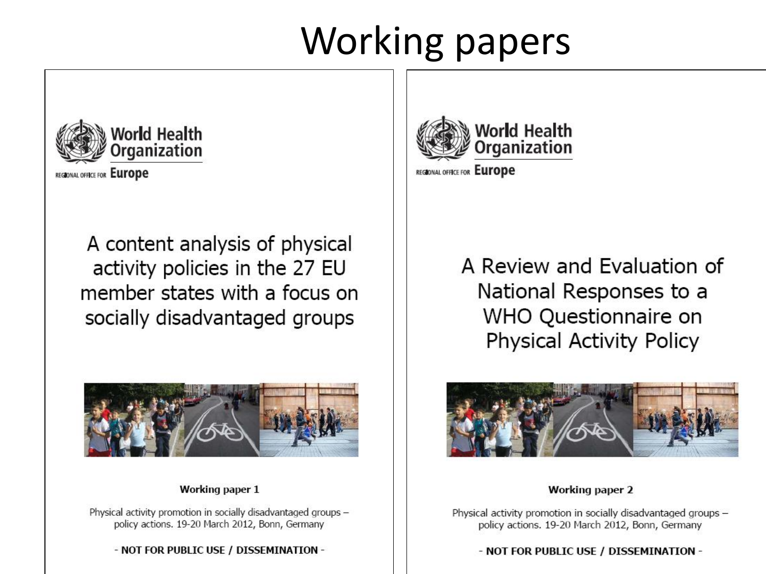# Working papers

World Health Organization

REGIONAL OFFICE FOR Europe

A content analysis of physical activity policies in the 27 EU member states with a focus on socially disadvantaged groups

**Working paper 1**

Physical activity promotion in socially disadvantaged groups – policy actions. 19-20 March 2012, Bonn, Germany

**- NOT FOR PUBLIC USE / DISSEMINATION -**

World Health Organization

REGIONAL OFFICE FOR Europe

A Review and Evaluation of National Responses to a WHO Questionnaire on Physical Activity Policy

**Working paper 2**

Physical activity promotion in socially disadvantaged groups – policy actions. 19-20 March 2012, Bonn, Germany

**- NOT FOR PUBLIC USE / DISSEMINATION -**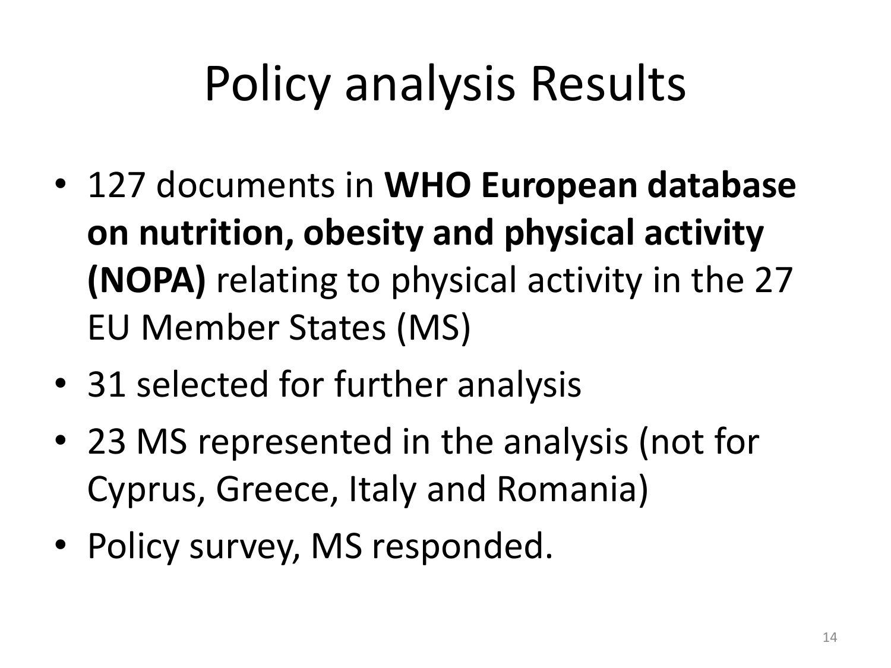# Policy analysis Results

- 127 documents in **WHO European database on nutrition, obesity and physical activity (NOPA)** relating to physical activity in the 27 EU Member States (MS)
- 31 selected for further analysis
- 23 MS represented in the analysis (not for Cyprus, Greece, Italy and Romania)
- Policy survey, MS responded.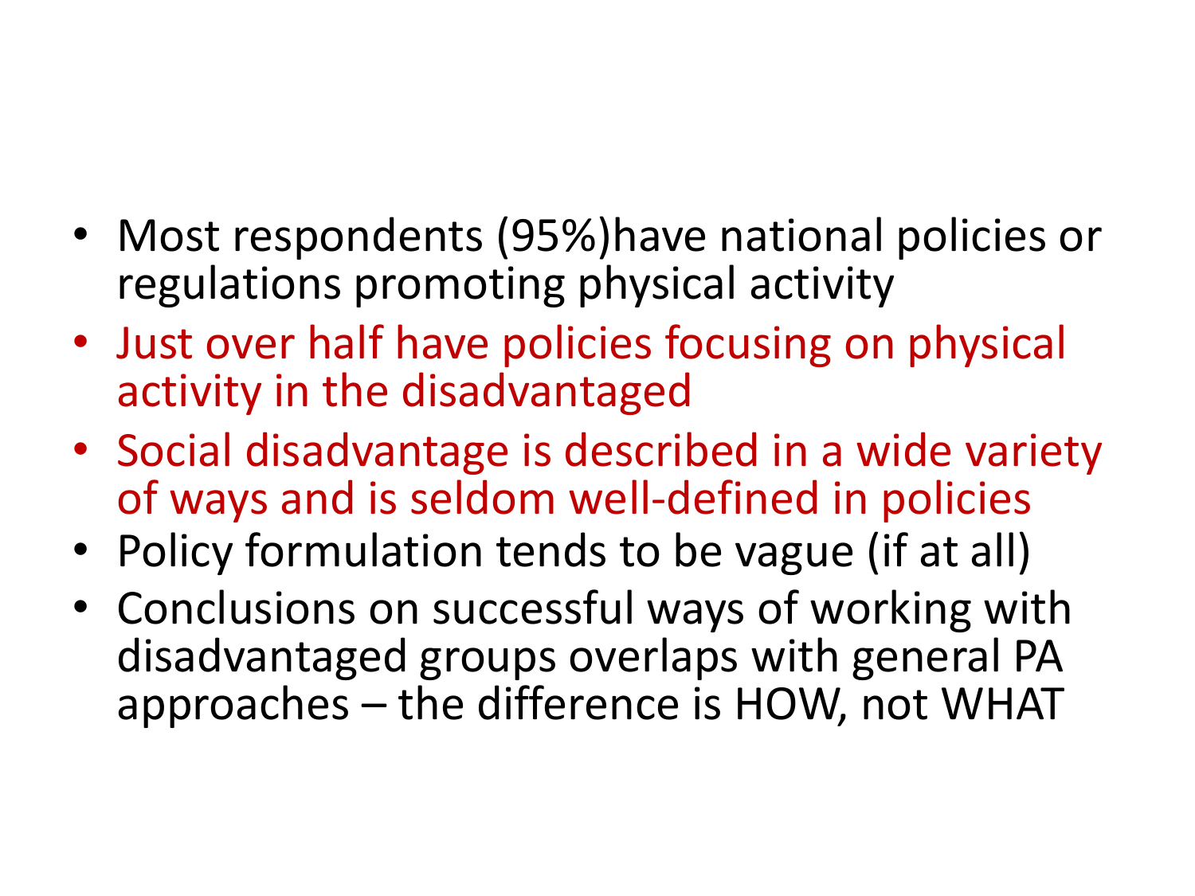- Most respondents (95%)have national policies or regulations promoting physical activity
- Just over half have policies focusing on physical activity in the disadvantaged
- Social disadvantage is described in a wide variety of ways and is seldom well-defined in policies
- Policy formulation tends to be vague (if at all)
- Conclusions on successful ways of working with disadvantaged groups overlaps with general PA approaches – the difference is HOW, not WHAT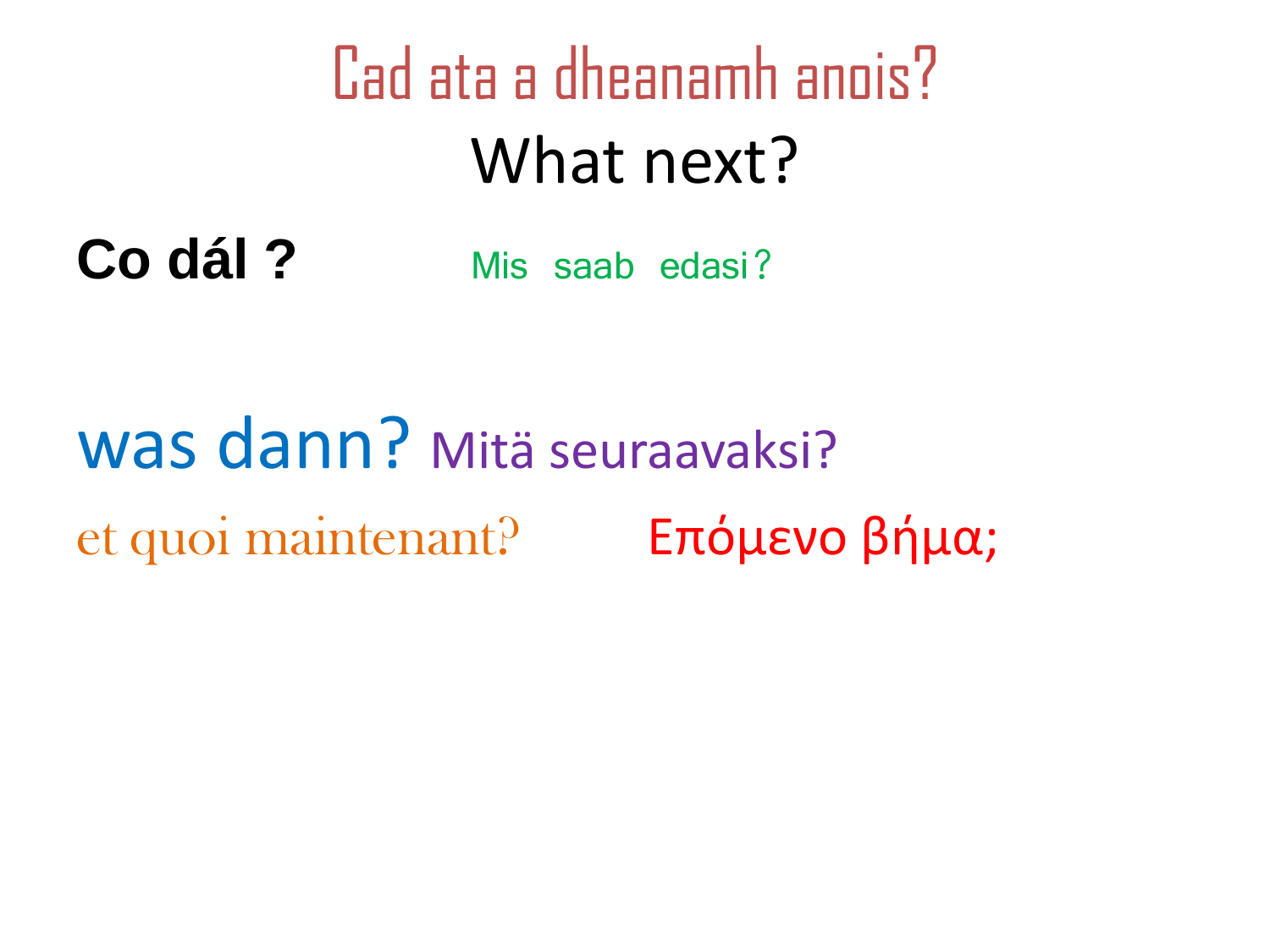# Cad ata a dheanamh anois?

## What next?

**Co dál ?** Mis saab edasi?

was dann? Mitä seuraavaksi?

et quoi maintenant? Επόμενο βήμα;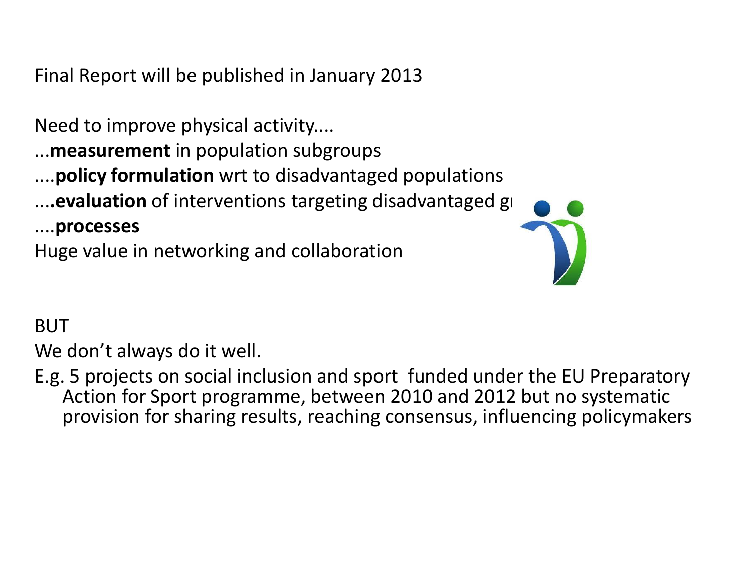Final Report will be published in January 2013

Need to improve physical activity....

...**measurement** in population subgroups

....**policy formulation** wrt to disadvantaged populations

....**evaluation** of interventions targeting disadvantaged gr

....**processes**

Huge value in networking and collaboration

BUT

We don't always do it well.

E.g. 5 projects on social inclusion and sport funded under the EU Preparatory Action for Sport programme, between 2010 and 2012 but no systematic provision for sharing results, reaching consensus, influencing policymakers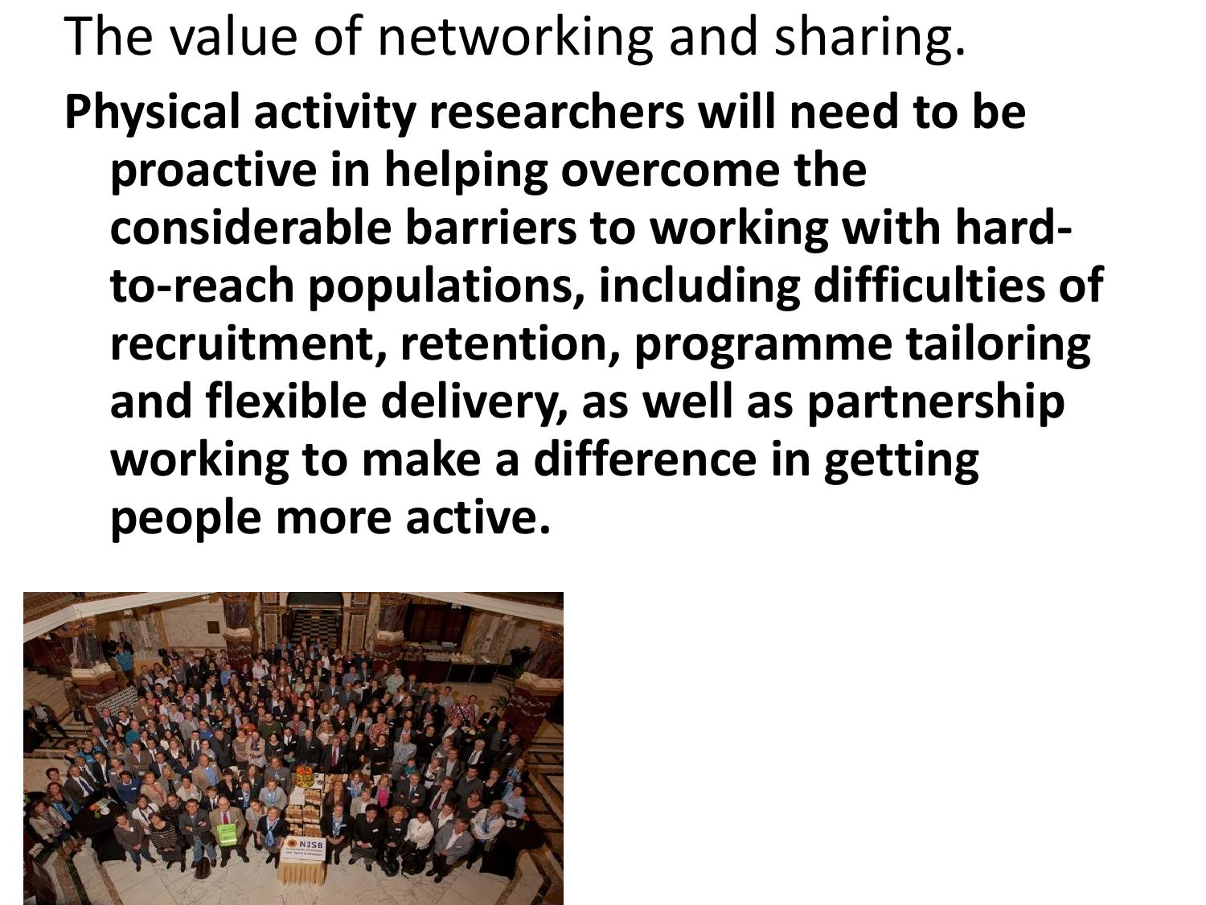# The value of networking and sharing.

**Physical activity researchers will need to be proactive in helping overcome the considerable barriers to working with hard-to-reach populations, including difficulties of recruitment, retention, programme tailoring and flexible delivery, as well as partnership working to make a difference in getting people more active.**